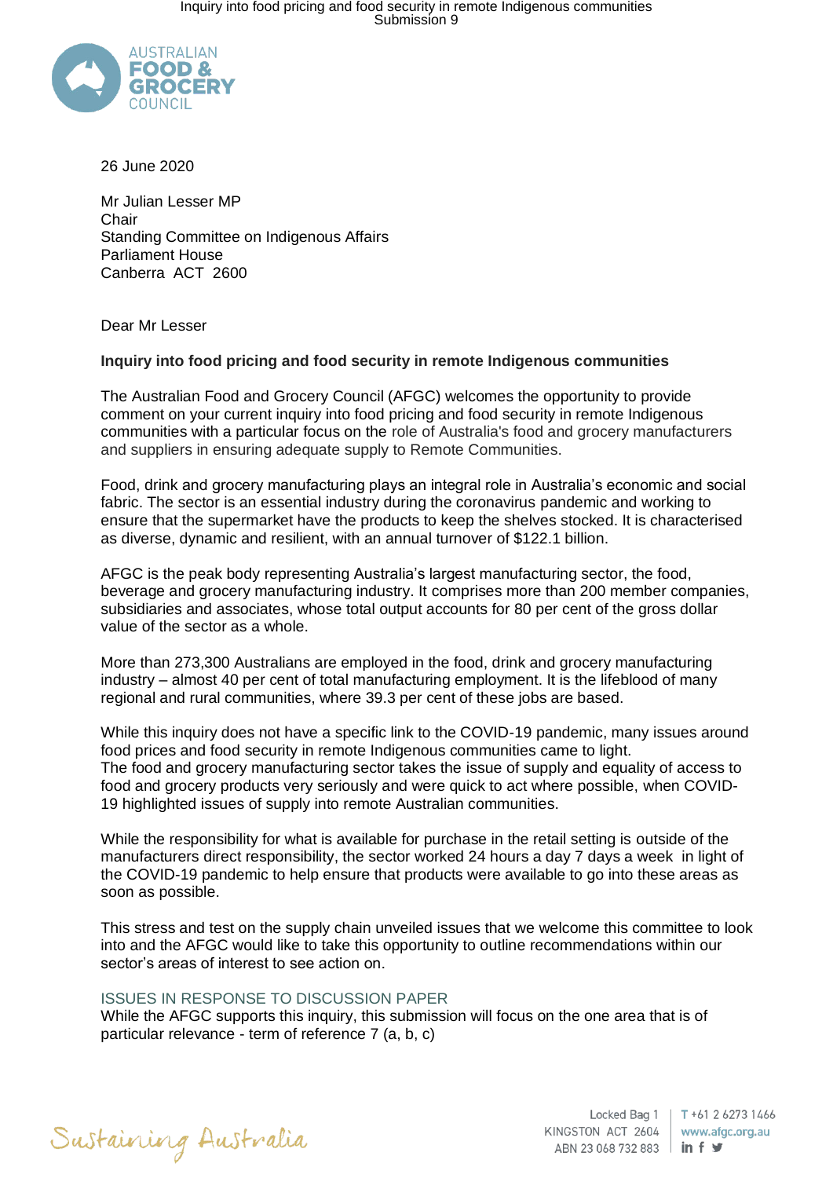26 June 2020

Mr Julian Lesser MP
Chair
Standing Committee on Indigenous Affairs
Parliament House
Canberra ACT 2600

Dear Mr Lesser

**Inquiry into food pricing and food security in remote Indigenous communities**

The Australian Food and Grocery Council (AFGC) welcomes the opportunity to provide comment on your current inquiry into food pricing and food security in remote Indigenous communities with a particular focus on the role of Australia's food and grocery manufacturers and suppliers in ensuring adequate supply to Remote Communities.

Food, drink and grocery manufacturing plays an integral role in Australia's economic and social fabric. The sector is an essential industry during the coronavirus pandemic and working to ensure that the supermarket have the products to keep the shelves stocked. It is characterised as diverse, dynamic and resilient, with an annual turnover of $122.1 billion.

AFGC is the peak body representing Australia's largest manufacturing sector, the food, beverage and grocery manufacturing industry. It comprises more than 200 member companies, subsidiaries and associates, whose total output accounts for 80 per cent of the gross dollar value of the sector as a whole.

More than 273,300 Australians are employed in the food, drink and grocery manufacturing industry – almost 40 per cent of total manufacturing employment. It is the lifeblood of many regional and rural communities, where 39.3 per cent of these jobs are based.

While this inquiry does not have a specific link to the COVID-19 pandemic, many issues around food prices and food security in remote Indigenous communities came to light.
The food and grocery manufacturing sector takes the issue of supply and equality of access to food and grocery products very seriously and were quick to act where possible, when COVID-19 highlighted issues of supply into remote Australian communities.

While the responsibility for what is available for purchase in the retail setting is outside of the manufacturers direct responsibility, the sector worked 24 hours a day 7 days a week in light of the COVID-19 pandemic to help ensure that products were available to go into these areas as soon as possible.

This stress and test on the supply chain unveiled issues that we welcome this committee to look into and the AFGC would like to take this opportunity to outline recommendations within our sector's areas of interest to see action on.

## ISSUES IN RESPONSE TO DISCUSSION PAPER

While the AFGC supports this inquiry, this submission will focus on the one area that is of particular relevance - term of reference 7 (a, b, c)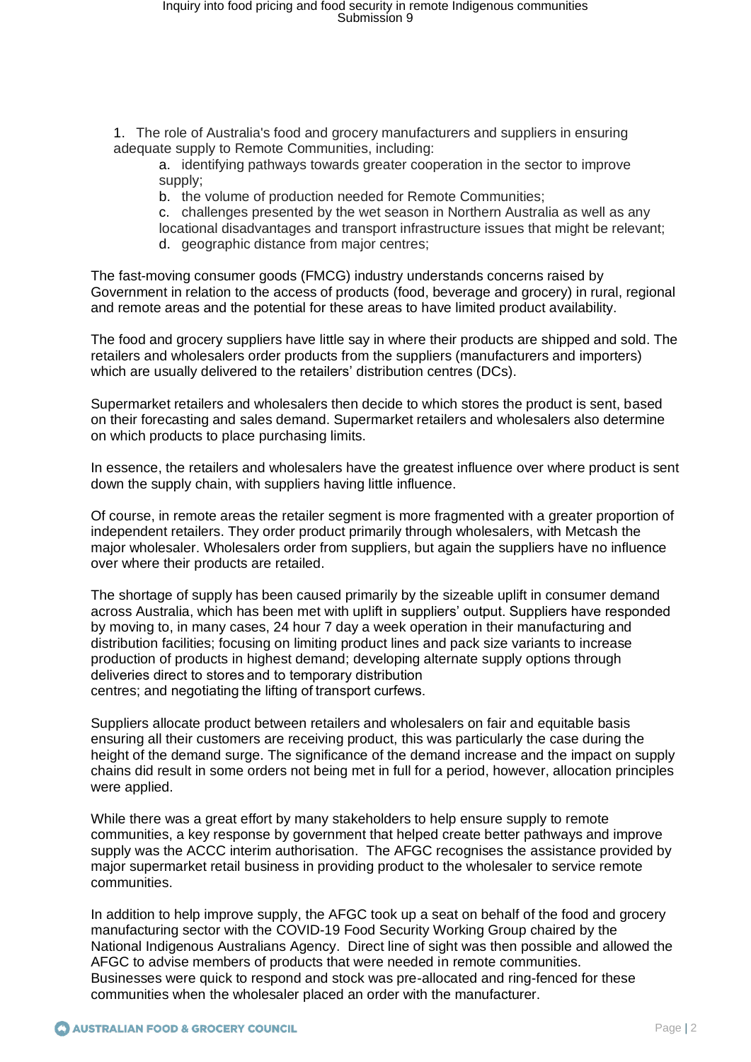1. The role of Australia's food and grocery manufacturers and suppliers in ensuring adequate supply to Remote Communities, including:
   a. identifying pathways towards greater cooperation in the sector to improve supply;
   b. the volume of production needed for Remote Communities;
   c. challenges presented by the wet season in Northern Australia as well as any locational disadvantages and transport infrastructure issues that might be relevant;
   d. geographic distance from major centres;

The fast-moving consumer goods (FMCG) industry understands concerns raised by Government in relation to the access of products (food, beverage and grocery) in rural, regional and remote areas and the potential for these areas to have limited product availability.

The food and grocery suppliers have little say in where their products are shipped and sold. The retailers and wholesalers order products from the suppliers (manufacturers and importers) which are usually delivered to the retailers' distribution centres (DCs).

Supermarket retailers and wholesalers then decide to which stores the product is sent, based on their forecasting and sales demand. Supermarket retailers and wholesalers also determine on which products to place purchasing limits.

In essence, the retailers and wholesalers have the greatest influence over where product is sent down the supply chain, with suppliers having little influence.

Of course, in remote areas the retailer segment is more fragmented with a greater proportion of independent retailers. They order product primarily through wholesalers, with Metcash the major wholesaler. Wholesalers order from suppliers, but again the suppliers have no influence over where their products are retailed.

The shortage of supply has been caused primarily by the sizeable uplift in consumer demand across Australia, which has been met with uplift in suppliers' output. Suppliers have responded by moving to, in many cases, 24 hour 7 day a week operation in their manufacturing and distribution facilities; focusing on limiting product lines and pack size variants to increase production of products in highest demand; developing alternate supply options through deliveries direct to stores and to temporary distribution centres; and negotiating the lifting of transport curfews.

Suppliers allocate product between retailers and wholesalers on fair and equitable basis ensuring all their customers are receiving product, this was particularly the case during the height of the demand surge. The significance of the demand increase and the impact on supply chains did result in some orders not being met in full for a period, however, allocation principles were applied.

While there was a great effort by many stakeholders to help ensure supply to remote communities, a key response by government that helped create better pathways and improve supply was the ACCC interim authorisation. The AFGC recognises the assistance provided by major supermarket retail business in providing product to the wholesaler to service remote communities.

In addition to help improve supply, the AFGC took up a seat on behalf of the food and grocery manufacturing sector with the COVID-19 Food Security Working Group chaired by the National Indigenous Australians Agency. Direct line of sight was then possible and allowed the AFGC to advise members of products that were needed in remote communities. Businesses were quick to respond and stock was pre-allocated and ring-fenced for these communities when the wholesaler placed an order with the manufacturer.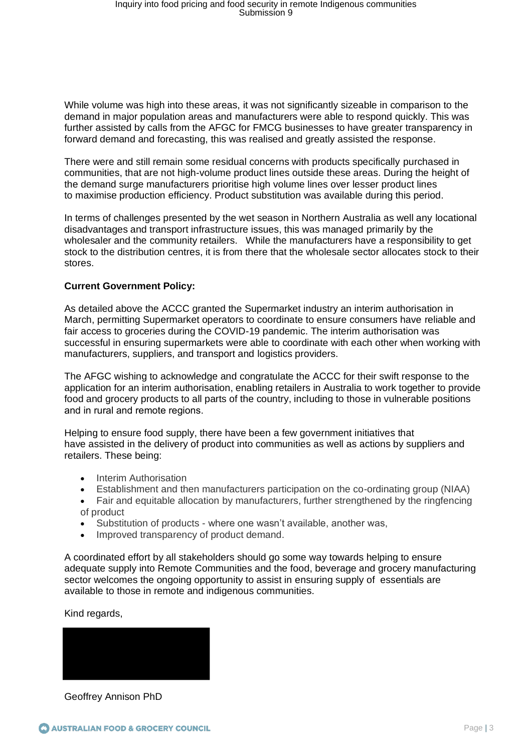While volume was high into these areas, it was not significantly sizeable in comparison to the demand in major population areas and manufacturers were able to respond quickly. This was further assisted by calls from the AFGC for FMCG businesses to have greater transparency in forward demand and forecasting, this was realised and greatly assisted the response.

There were and still remain some residual concerns with products specifically purchased in communities, that are not high-volume product lines outside these areas. During the height of the demand surge manufacturers prioritise high volume lines over lesser product lines to maximise production efficiency. Product substitution was available during this period.

In terms of challenges presented by the wet season in Northern Australia as well any locational disadvantages and transport infrastructure issues, this was managed primarily by the wholesaler and the community retailers. While the manufacturers have a responsibility to get stock to the distribution centres, it is from there that the wholesale sector allocates stock to their stores.

**Current Government Policy:**

As detailed above the ACCC granted the Supermarket industry an interim authorisation in March, permitting Supermarket operators to coordinate to ensure consumers have reliable and fair access to groceries during the COVID-19 pandemic. The interim authorisation was successful in ensuring supermarkets were able to coordinate with each other when working with manufacturers, suppliers, and transport and logistics providers.

The AFGC wishing to acknowledge and congratulate the ACCC for their swift response to the application for an interim authorisation, enabling retailers in Australia to work together to provide food and grocery products to all parts of the country, including to those in vulnerable positions and in rural and remote regions.

Helping to ensure food supply, there have been a few government initiatives that have assisted in the delivery of product into communities as well as actions by suppliers and retailers. These being:

- Interim Authorisation
- Establishment and then manufacturers participation on the co-ordinating group (NIAA)
- Fair and equitable allocation by manufacturers, further strengthened by the ringfencing of product
- Substitution of products - where one wasn't available, another was,
- Improved transparency of product demand.

A coordinated effort by all stakeholders should go some way towards helping to ensure adequate supply into Remote Communities and the food, beverage and grocery manufacturing sector welcomes the ongoing opportunity to assist in ensuring supply of essentials are available to those in remote and indigenous communities.

Kind regards,

Geoffrey Annison PhD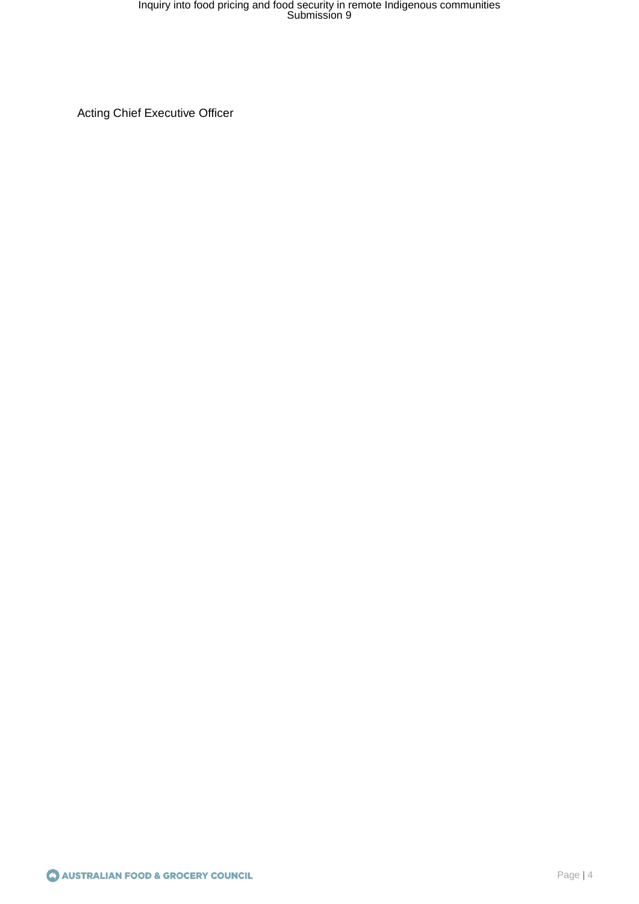Acting Chief Executive Officer